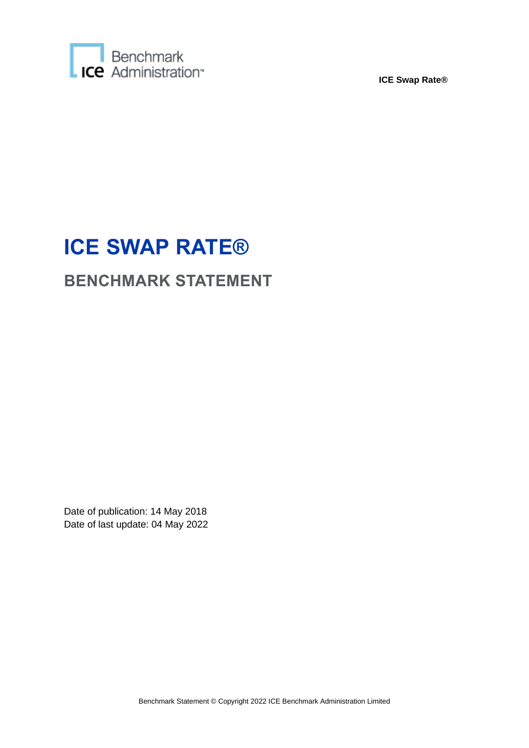# ICE SWAP RATE®

## BENCHMARK STATEMENT

Date of publication: 14 May 2018
Date of last update: 04 May 2022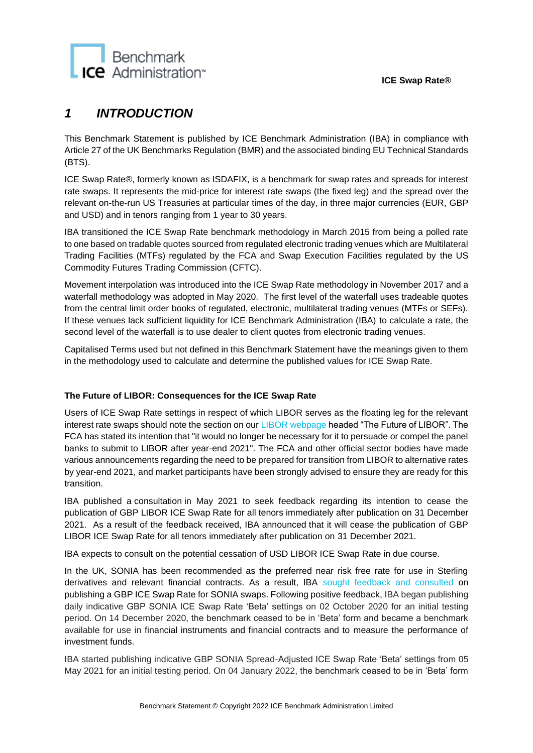# 1 *INTRODUCTION*

This Benchmark Statement is published by ICE Benchmark Administration (IBA) in compliance with Article 27 of the UK Benchmarks Regulation (BMR) and the associated binding EU Technical Standards (BTS).

ICE Swap Rate®, formerly known as ISDAFIX, is a benchmark for swap rates and spreads for interest rate swaps. It represents the mid-price for interest rate swaps (the fixed leg) and the spread over the relevant on-the-run US Treasuries at particular times of the day, in three major currencies (EUR, GBP and USD) and in tenors ranging from 1 year to 30 years.

IBA transitioned the ICE Swap Rate benchmark methodology in March 2015 from being a polled rate to one based on tradable quotes sourced from regulated electronic trading venues which are Multilateral Trading Facilities (MTFs) regulated by the FCA and Swap Execution Facilities regulated by the US Commodity Futures Trading Commission (CFTC).

Movement interpolation was introduced into the ICE Swap Rate methodology in November 2017 and a waterfall methodology was adopted in May 2020. The first level of the waterfall uses tradeable quotes from the central limit order books of regulated, electronic, multilateral trading venues (MTFs or SEFs). If these venues lack sufficient liquidity for ICE Benchmark Administration (IBA) to calculate a rate, the second level of the waterfall is to use dealer to client quotes from electronic trading venues.

Capitalised Terms used but not defined in this Benchmark Statement have the meanings given to them in the methodology used to calculate and determine the published values for ICE Swap Rate.

**The Future of LIBOR: Consequences for the ICE Swap Rate**

Users of ICE Swap Rate settings in respect of which LIBOR serves as the floating leg for the relevant interest rate swaps should note the section on our LIBOR webpage headed "The Future of LIBOR". The FCA has stated its intention that "it would no longer be necessary for it to persuade or compel the panel banks to submit to LIBOR after year-end 2021". The FCA and other official sector bodies have made various announcements regarding the need to be prepared for transition from LIBOR to alternative rates by year-end 2021, and market participants have been strongly advised to ensure they are ready for this transition.

IBA published a consultation in May 2021 to seek feedback regarding its intention to cease the publication of GBP LIBOR ICE Swap Rate for all tenors immediately after publication on 31 December 2021. As a result of the feedback received, IBA announced that it will cease the publication of GBP LIBOR ICE Swap Rate for all tenors immediately after publication on 31 December 2021.

IBA expects to consult on the potential cessation of USD LIBOR ICE Swap Rate in due course.

In the UK, SONIA has been recommended as the preferred near risk free rate for use in Sterling derivatives and relevant financial contracts. As a result, IBA sought feedback and consulted on publishing a GBP ICE Swap Rate for SONIA swaps. Following positive feedback, IBA began publishing daily indicative GBP SONIA ICE Swap Rate 'Beta' settings on 02 October 2020 for an initial testing period. On 14 December 2020, the benchmark ceased to be in 'Beta' form and became a benchmark available for use in financial instruments and financial contracts and to measure the performance of investment funds.

IBA started publishing indicative GBP SONIA Spread-Adjusted ICE Swap Rate 'Beta' settings from 05 May 2021 for an initial testing period. On 04 January 2022, the benchmark ceased to be in 'Beta' form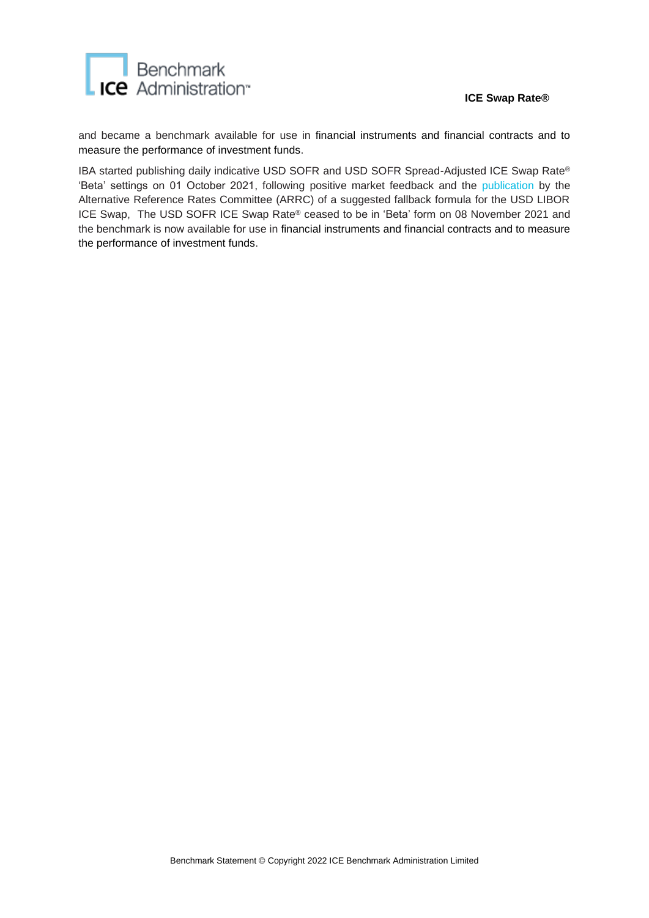and became a benchmark available for use in financial instruments and financial contracts and to measure the performance of investment funds.

IBA started publishing daily indicative USD SOFR and USD SOFR Spread-Adjusted ICE Swap Rate® 'Beta' settings on 01 October 2021, following positive market feedback and the publication by the Alternative Reference Rates Committee (ARRC) of a suggested fallback formula for the USD LIBOR ICE Swap, The USD SOFR ICE Swap Rate® ceased to be in 'Beta' form on 08 November 2021 and the benchmark is now available for use in financial instruments and financial contracts and to measure the performance of investment funds.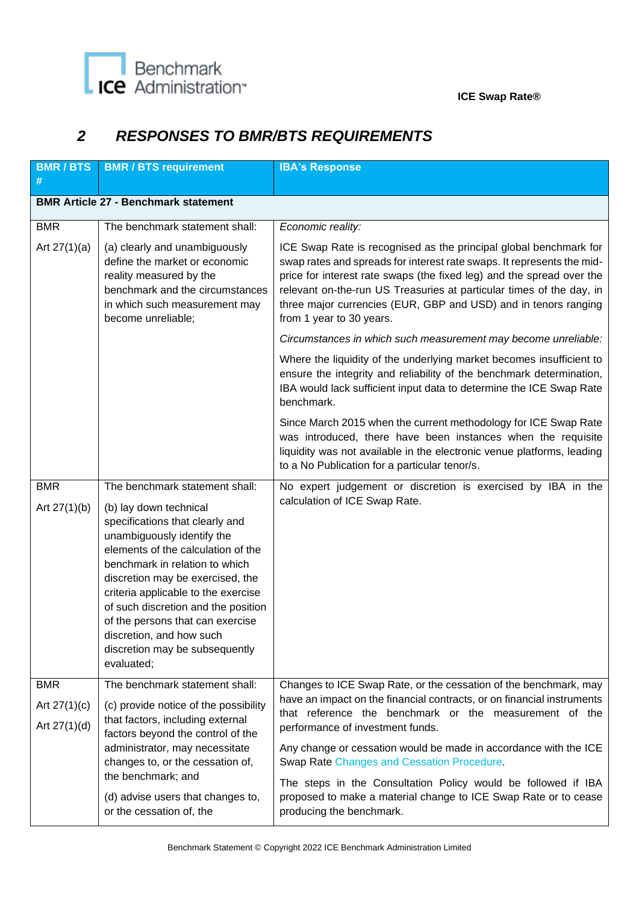## 2 RESPONSES TO BMR/BTS REQUIREMENTS

| BMR / BTS # | BMR / BTS requirement | IBA's Response |
|---|---|---|
| **BMR Article 27 - Benchmark statement** | | |
| BMR<br><br>Art 27(1)(a) | The benchmark statement shall:<br><br>(a) clearly and unambiguously define the market or economic reality measured by the benchmark and the circumstances in which such measurement may become unreliable; | *Economic reality:*<br><br>ICE Swap Rate is recognised as the principal global benchmark for swap rates and spreads for interest rate swaps. It represents the mid-price for interest rate swaps (the fixed leg) and the spread over the relevant on-the-run US Treasuries at particular times of the day, in three major currencies (EUR, GBP and USD) and in tenors ranging from 1 year to 30 years.<br><br>*Circumstances in which such measurement may become unreliable:*<br><br>Where the liquidity of the underlying market becomes insufficient to ensure the integrity and reliability of the benchmark determination, IBA would lack sufficient input data to determine the ICE Swap Rate benchmark.<br><br>Since March 2015 when the current methodology for ICE Swap Rate was introduced, there have been instances when the requisite liquidity was not available in the electronic venue platforms, leading to a No Publication for a particular tenor/s. |
| BMR<br><br>Art 27(1)(b) | The benchmark statement shall:<br><br>(b) lay down technical specifications that clearly and unambiguously identify the elements of the calculation of the benchmark in relation to which discretion may be exercised, the criteria applicable to the exercise of such discretion and the position of the persons that can exercise discretion, and how such discretion may be subsequently evaluated; | No expert judgement or discretion is exercised by IBA in the calculation of ICE Swap Rate. |
| BMR<br><br>Art 27(1)(c)<br><br>Art 27(1)(d) | The benchmark statement shall:<br><br>(c) provide notice of the possibility that factors, including external factors beyond the control of the administrator, may necessitate changes to, or the cessation of, the benchmark; and<br><br>(d) advise users that changes to, or the cessation of, the | Changes to ICE Swap Rate, or the cessation of the benchmark, may have an impact on the financial contracts, or on financial instruments that reference the benchmark or the measurement of the performance of investment funds.<br><br>Any change or cessation would be made in accordance with the ICE Swap Rate Changes and Cessation Procedure.<br><br>The steps in the Consultation Policy would be followed if IBA proposed to make a material change to ICE Swap Rate or to cease producing the benchmark. |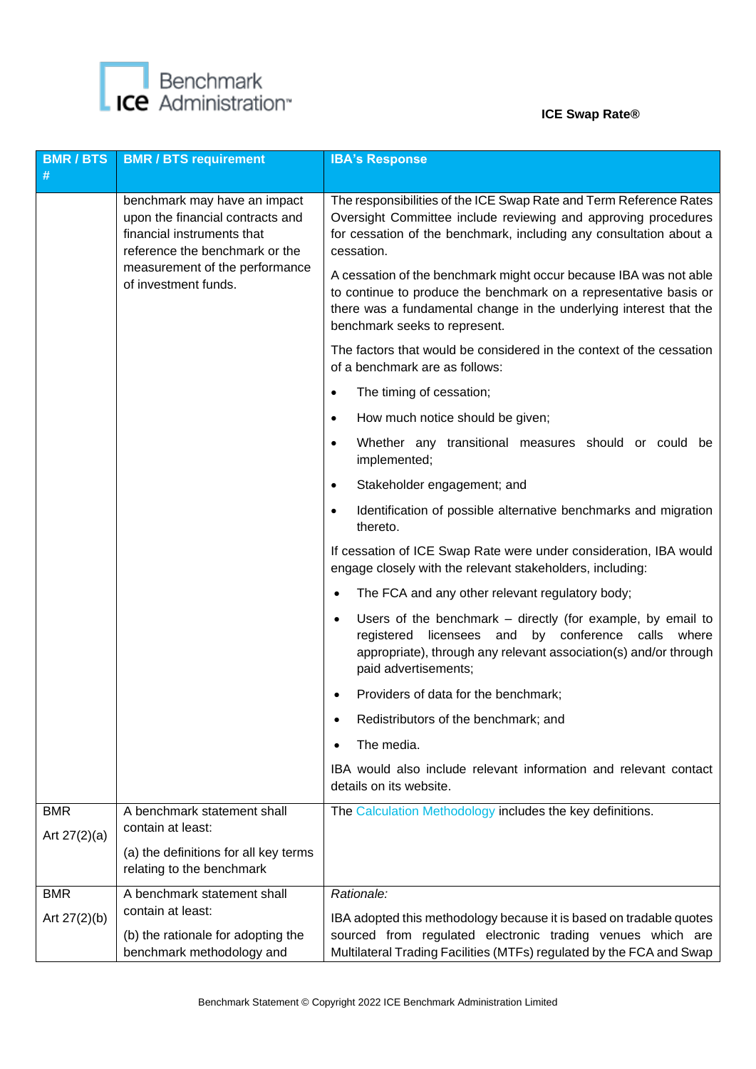| BMR / BTS # | BMR / BTS requirement | IBA's Response |
|---|---|---|
| | benchmark may have an impact upon the financial contracts and financial instruments that reference the benchmark or the measurement of the performance of investment funds. | The responsibilities of the ICE Swap Rate and Term Reference Rates Oversight Committee include reviewing and approving procedures for cessation of the benchmark, including any consultation about a cessation.<br><br>A cessation of the benchmark might occur because IBA was not able to continue to produce the benchmark on a representative basis or there was a fundamental change in the underlying interest that the benchmark seeks to represent.<br><br>The factors that would be considered in the context of the cessation of a benchmark are as follows:<br><br>• The timing of cessation;<br>• How much notice should be given;<br>• Whether any transitional measures should or could be implemented;<br>• Stakeholder engagement; and<br>• Identification of possible alternative benchmarks and migration thereto.<br><br>If cessation of ICE Swap Rate were under consideration, IBA would engage closely with the relevant stakeholders, including:<br><br>• The FCA and any other relevant regulatory body;<br>• Users of the benchmark – directly (for example, by email to registered licensees and by conference calls where appropriate), through any relevant association(s) and/or through paid advertisements;<br>• Providers of data for the benchmark;<br>• Redistributors of the benchmark; and<br>• The media.<br><br>IBA would also include relevant information and relevant contact details on its website. |
| BMR<br><br>Art 27(2)(a) | A benchmark statement shall contain at least:<br><br>(a) the definitions for all key terms relating to the benchmark | The Calculation Methodology includes the key definitions. |
| BMR<br><br>Art 27(2)(b) | A benchmark statement shall contain at least:<br><br>(b) the rationale for adopting the benchmark methodology and | *Rationale:*<br><br>IBA adopted this methodology because it is based on tradable quotes sourced from regulated electronic trading venues which are Multilateral Trading Facilities (MTFs) regulated by the FCA and Swap |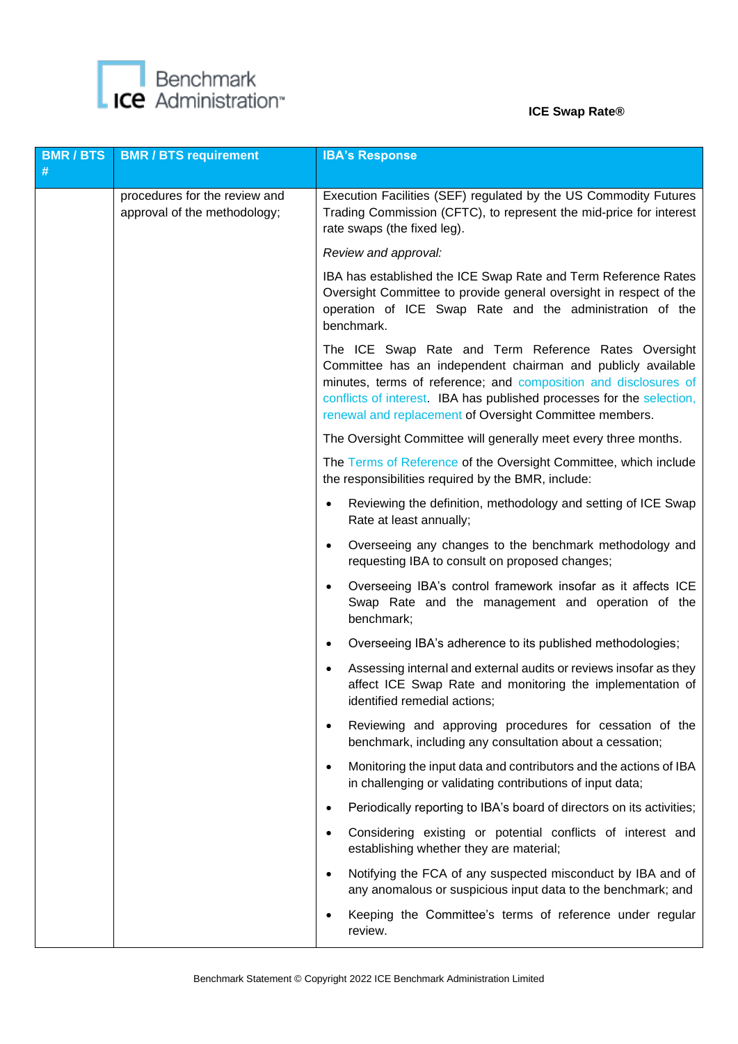| BMR / BTS # | BMR / BTS requirement | IBA's Response |
|---|---|---|
| | procedures for the review and approval of the methodology; | Execution Facilities (SEF) regulated by the US Commodity Futures Trading Commission (CFTC), to represent the mid-price for interest rate swaps (the fixed leg).<br><br>*Review and approval:*<br><br>IBA has established the ICE Swap Rate and Term Reference Rates Oversight Committee to provide general oversight in respect of the operation of ICE Swap Rate and the administration of the benchmark.<br><br>The ICE Swap Rate and Term Reference Rates Oversight Committee has an independent chairman and publicly available minutes, terms of reference; and composition and disclosures of conflicts of interest. IBA has published processes for the selection, renewal and replacement of Oversight Committee members.<br><br>The Oversight Committee will generally meet every three months.<br><br>The Terms of Reference of the Oversight Committee, which include the responsibilities required by the BMR, include:<br><br>• Reviewing the definition, methodology and setting of ICE Swap Rate at least annually;<br>• Overseeing any changes to the benchmark methodology and requesting IBA to consult on proposed changes;<br>• Overseeing IBA's control framework insofar as it affects ICE Swap Rate and the management and operation of the benchmark;<br>• Overseeing IBA's adherence to its published methodologies;<br>• Assessing internal and external audits or reviews insofar as they affect ICE Swap Rate and monitoring the implementation of identified remedial actions;<br>• Reviewing and approving procedures for cessation of the benchmark, including any consultation about a cessation;<br>• Monitoring the input data and contributors and the actions of IBA in challenging or validating contributions of input data;<br>• Periodically reporting to IBA's board of directors on its activities;<br>• Considering existing or potential conflicts of interest and establishing whether they are material;<br>• Notifying the FCA of any suspected misconduct by IBA and of any anomalous or suspicious input data to the benchmark; and<br>• Keeping the Committee's terms of reference under regular review. |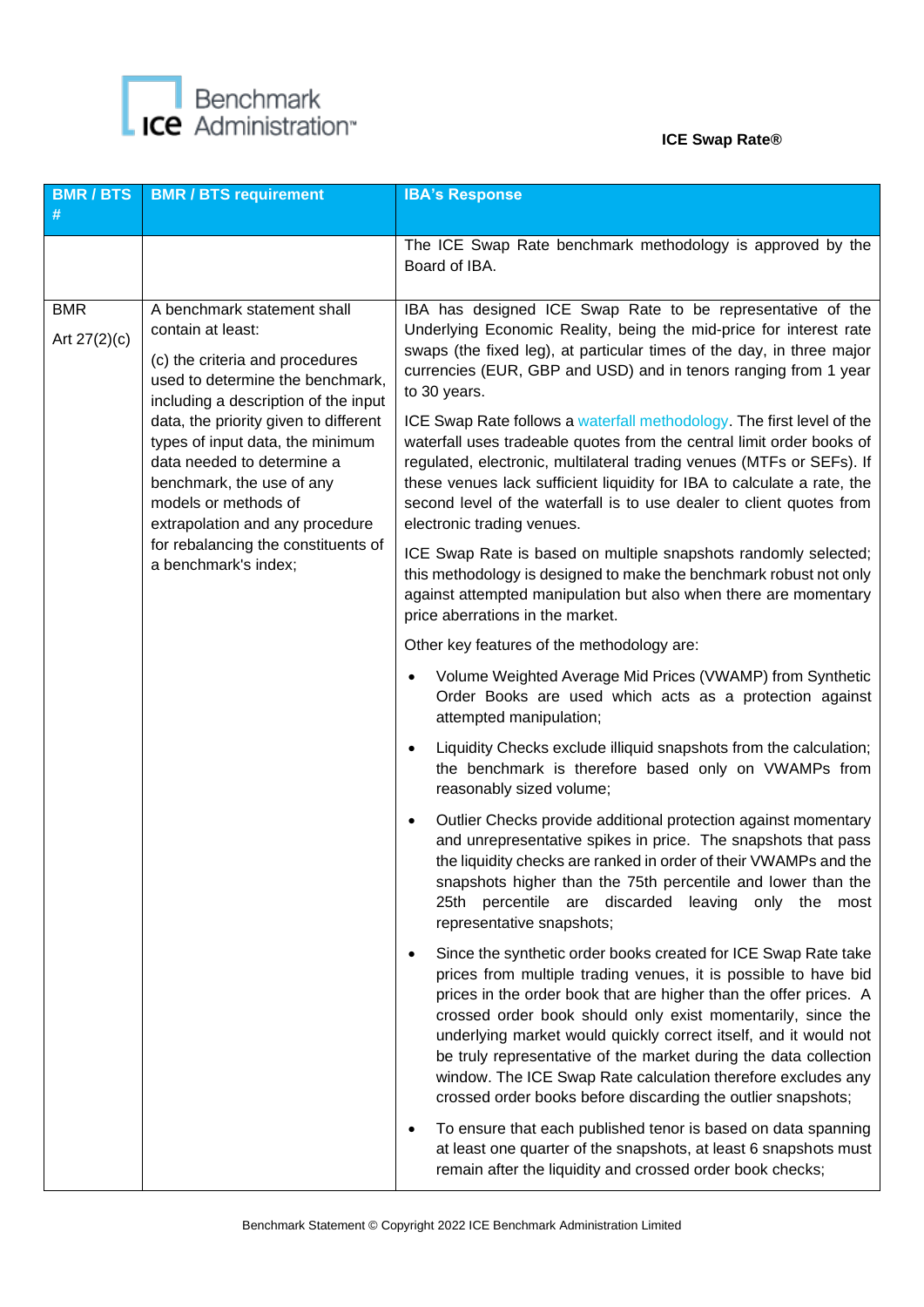| BMR / BTS # | BMR / BTS requirement | IBA's Response |
|---|---|---|
| | | The ICE Swap Rate benchmark methodology is approved by the Board of IBA. |
| BMR Art 27(2)(c) | A benchmark statement shall contain at least: (c) the criteria and procedures used to determine the benchmark, including a description of the input data, the priority given to different types of input data, the minimum data needed to determine a benchmark, the use of any models or methods of extrapolation and any procedure for rebalancing the constituents of a benchmark's index; | IBA has designed ICE Swap Rate to be representative of the Underlying Economic Reality, being the mid-price for interest rate swaps (the fixed leg), at particular times of the day, in three major currencies (EUR, GBP and USD) and in tenors ranging from 1 year to 30 years.<br><br>ICE Swap Rate follows a waterfall methodology. The first level of the waterfall uses tradeable quotes from the central limit order books of regulated, electronic, multilateral trading venues (MTFs or SEFs). If these venues lack sufficient liquidity for IBA to calculate a rate, the second level of the waterfall is to use dealer to client quotes from electronic trading venues.<br><br>ICE Swap Rate is based on multiple snapshots randomly selected; this methodology is designed to make the benchmark robust not only against attempted manipulation but also when there are momentary price aberrations in the market.<br><br>Other key features of the methodology are:<br><br>• Volume Weighted Average Mid Prices (VWAMP) from Synthetic Order Books are used which acts as a protection against attempted manipulation;<br><br>• Liquidity Checks exclude illiquid snapshots from the calculation; the benchmark is therefore based only on VWAMPs from reasonably sized volume;<br><br>• Outlier Checks provide additional protection against momentary and unrepresentative spikes in price. The snapshots that pass the liquidity checks are ranked in order of their VWAMPs and the snapshots higher than the 75th percentile and lower than the 25th percentile are discarded leaving only the most representative snapshots;<br><br>• Since the synthetic order books created for ICE Swap Rate take prices from multiple trading venues, it is possible to have bid prices in the order book that are higher than the offer prices. A crossed order book should only exist momentarily, since the underlying market would quickly correct itself, and it would not be truly representative of the market during the data collection window. The ICE Swap Rate calculation therefore excludes any crossed order books before discarding the outlier snapshots;<br><br>• To ensure that each published tenor is based on data spanning at least one quarter of the snapshots, at least 6 snapshots must remain after the liquidity and crossed order book checks; |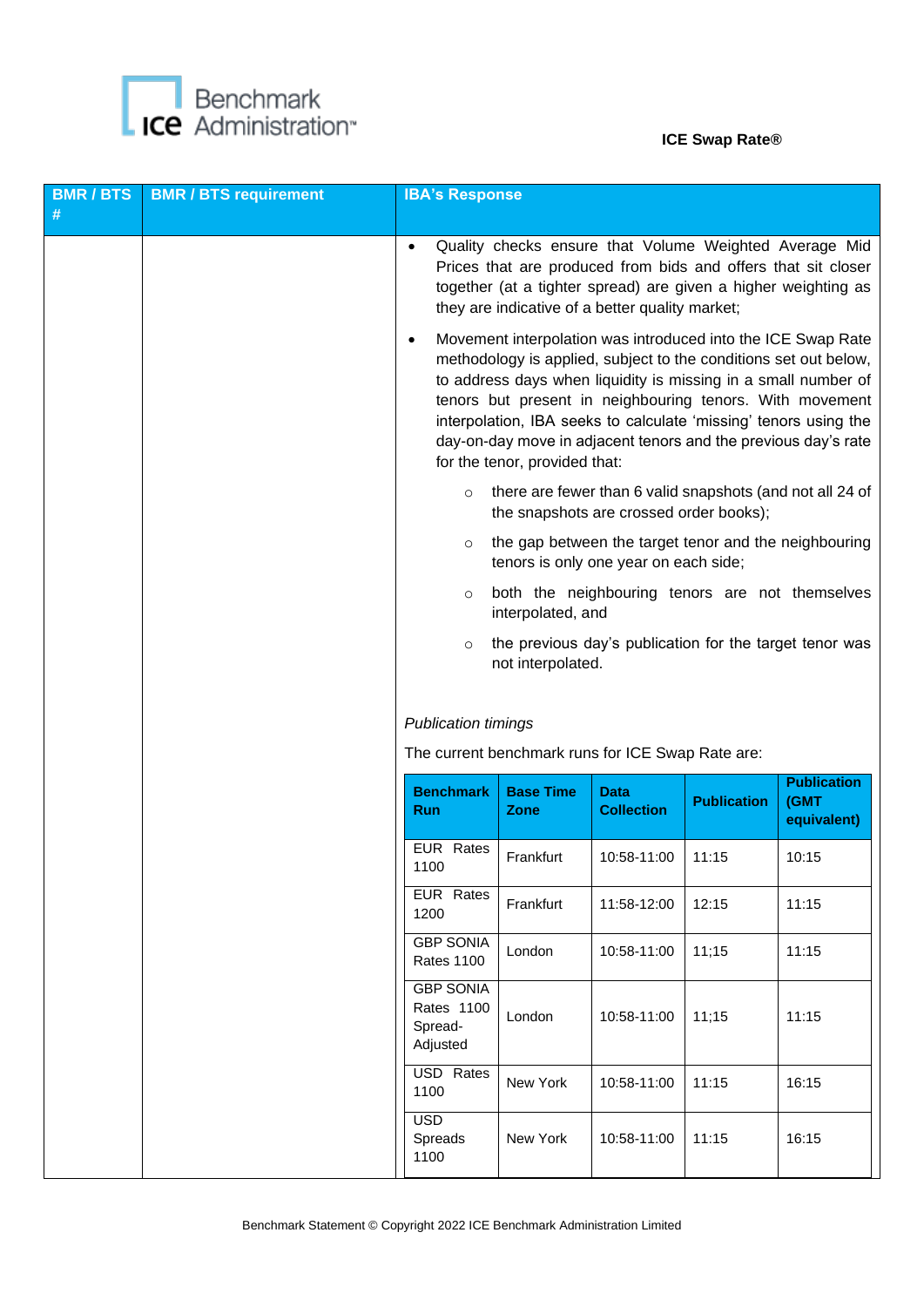| BMR / BTS # | BMR / BTS requirement | IBA's Response |
|---|---|---|
| | | • Quality checks ensure that Volume Weighted Average Mid Prices that are produced from bids and offers that sit closer together (at a tighter spread) are given a higher weighting as they are indicative of a better quality market; |
| | | • Movement interpolation was introduced into the ICE Swap Rate methodology is applied, subject to the conditions set out below, to address days when liquidity is missing in a small number of tenors but present in neighbouring tenors. With movement interpolation, IBA seeks to calculate 'missing' tenors using the day-on-day move in adjacent tenors and the previous day's rate for the tenor, provided that: |
| | | ○ there are fewer than 6 valid snapshots (and not all 24 of the snapshots are crossed order books); |
| | | ○ the gap between the target tenor and the neighbouring tenors is only one year on each side; |
| | | ○ both the neighbouring tenors are not themselves interpolated, and |
| | | ○ the previous day's publication for the target tenor was not interpolated. |
| | | *Publication timings* |
| | | The current benchmark runs for ICE Swap Rate are: |

| Benchmark Run | Base Time Zone | Data Collection | Publication | Publication (GMT equivalent) |
|---|---|---|---|---|
| EUR Rates 1100 | Frankfurt | 10:58-11:00 | 11:15 | 10:15 |
| EUR Rates 1200 | Frankfurt | 11:58-12:00 | 12:15 | 11:15 |
| GBP SONIA Rates 1100 | London | 10:58-11:00 | 11;15 | 11:15 |
| GBP SONIA Rates 1100 Spread-Adjusted | London | 10:58-11:00 | 11;15 | 11:15 |
| USD Rates 1100 | New York | 10:58-11:00 | 11:15 | 16:15 |
| USD Spreads 1100 | New York | 10:58-11:00 | 11:15 | 16:15 |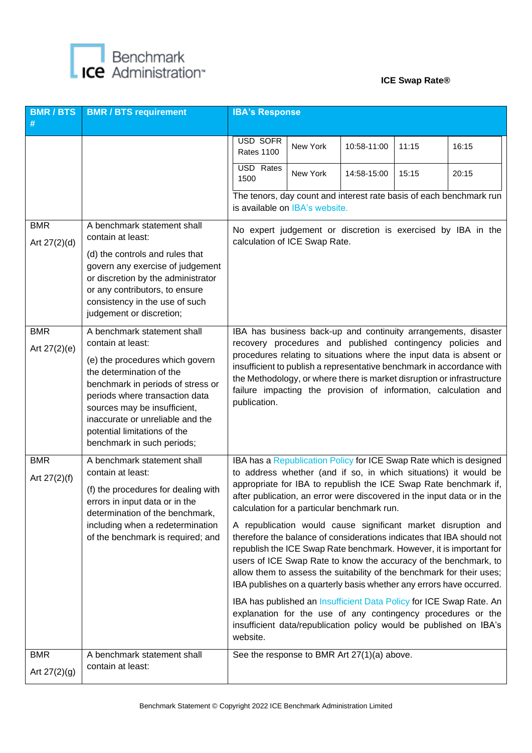| BMR / BTS # | BMR / BTS requirement | IBA's Response |
|---|---|---|
| | | USD SOFR Rates 1100 \| New York \| 10:58-11:00 \| 11:15 \| 16:15<br>USD Rates 1500 \| New York \| 14:58-15:00 \| 15:15 \| 20:15<br>The tenors, day count and interest rate basis of each benchmark run is available on IBA's website. |
| BMR Art 27(2)(d) | A benchmark statement shall contain at least:<br>(d) the controls and rules that govern any exercise of judgement or discretion by the administrator or any contributors, to ensure consistency in the use of such judgement or discretion; | No expert judgement or discretion is exercised by IBA in the calculation of ICE Swap Rate. |
| BMR Art 27(2)(e) | A benchmark statement shall contain at least:<br>(e) the procedures which govern the determination of the benchmark in periods of stress or periods where transaction data sources may be insufficient, inaccurate or unreliable and the potential limitations of the benchmark in such periods; | IBA has business back-up and continuity arrangements, disaster recovery procedures and published contingency policies and procedures relating to situations where the input data is absent or insufficient to publish a representative benchmark in accordance with the Methodology, or where there is market disruption or infrastructure failure impacting the provision of information, calculation and publication. |
| BMR Art 27(2)(f) | A benchmark statement shall contain at least:<br>(f) the procedures for dealing with errors in input data or in the determination of the benchmark, including when a redetermination of the benchmark is required; and | IBA has a Republication Policy for ICE Swap Rate which is designed to address whether (and if so, in which situations) it would be appropriate for IBA to republish the ICE Swap Rate benchmark if, after publication, an error were discovered in the input data or in the calculation for a particular benchmark run.<br>A republication would cause significant market disruption and therefore the balance of considerations indicates that IBA should not republish the ICE Swap Rate benchmark. However, it is important for users of ICE Swap Rate to know the accuracy of the benchmark, to allow them to assess the suitability of the benchmark for their uses; IBA publishes on a quarterly basis whether any errors have occurred.<br>IBA has published an Insufficient Data Policy for ICE Swap Rate. An explanation for the use of any contingency procedures or the insufficient data/republication policy would be published on IBA's website. |
| BMR Art 27(2)(g) | A benchmark statement shall contain at least: | See the response to BMR Art 27(1)(a) above. |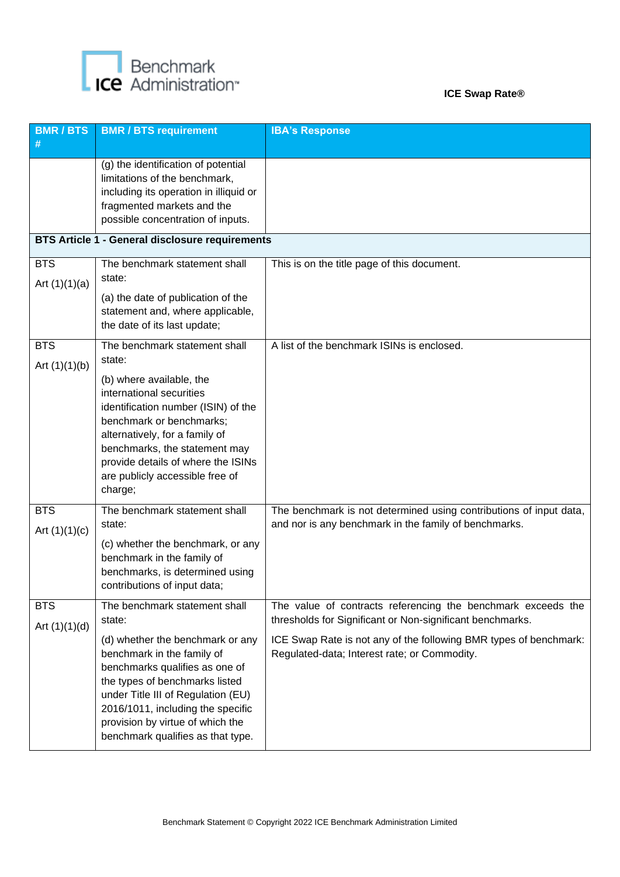| BMR / BTS # | BMR / BTS requirement | IBA's Response |
|---|---|---|
| | (g) the identification of potential limitations of the benchmark, including its operation in illiquid or fragmented markets and the possible concentration of inputs. | |
| **BTS Article 1 - General disclosure requirements** | | |
| BTS Art (1)(1)(a) | The benchmark statement shall state: (a) the date of publication of the statement and, where applicable, the date of its last update; | This is on the title page of this document. |
| BTS Art (1)(1)(b) | The benchmark statement shall state: (b) where available, the international securities identification number (ISIN) of the benchmark or benchmarks; alternatively, for a family of benchmarks, the statement may provide details of where the ISINs are publicly accessible free of charge; | A list of the benchmark ISINs is enclosed. |
| BTS Art (1)(1)(c) | The benchmark statement shall state: (c) whether the benchmark, or any benchmark in the family of benchmarks, is determined using contributions of input data; | The benchmark is not determined using contributions of input data, and nor is any benchmark in the family of benchmarks. |
| BTS Art (1)(1)(d) | The benchmark statement shall state: (d) whether the benchmark or any benchmark in the family of benchmarks qualifies as one of the types of benchmarks listed under Title III of Regulation (EU) 2016/1011, including the specific provision by virtue of which the benchmark qualifies as that type. | The value of contracts referencing the benchmark exceeds the thresholds for Significant or Non-significant benchmarks. ICE Swap Rate is not any of the following BMR types of benchmark: Regulated-data; Interest rate; or Commodity. |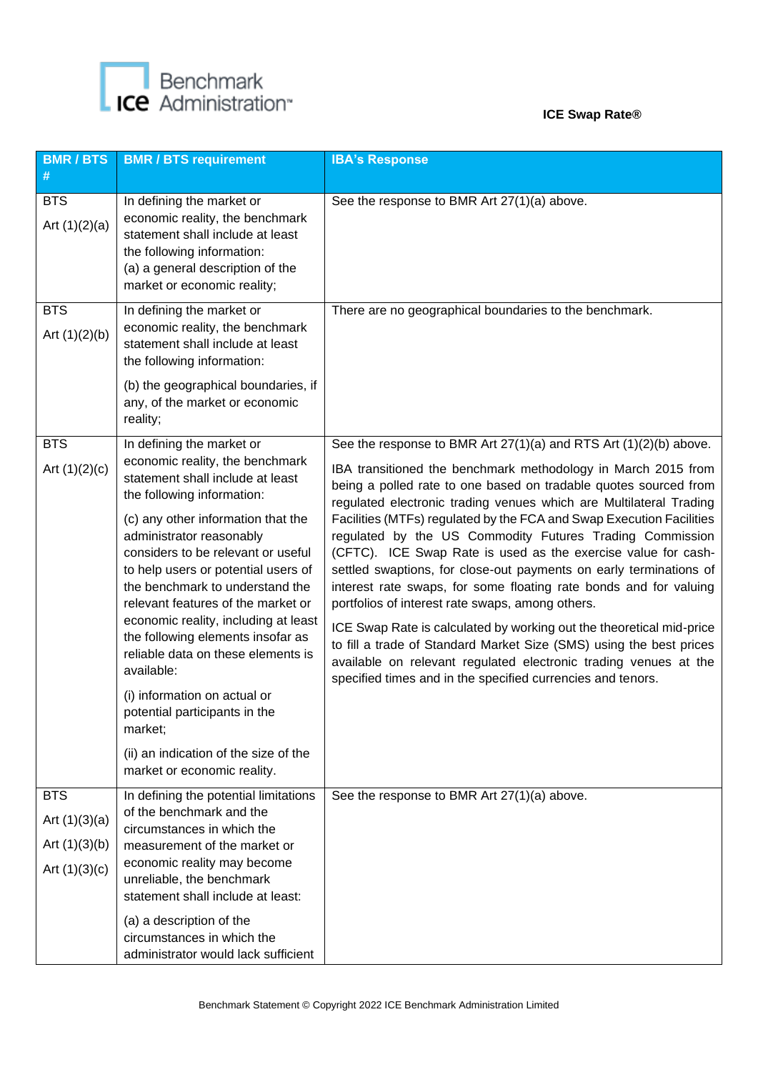| BMR / BTS # | BMR / BTS requirement | IBA's Response |
|---|---|---|
| BTS<br>Art (1)(2)(a) | In defining the market or economic reality, the benchmark statement shall include at least the following information:<br>(a) a general description of the market or economic reality; | See the response to BMR Art 27(1)(a) above. |
| BTS<br>Art (1)(2)(b) | In defining the market or economic reality, the benchmark statement shall include at least the following information:<br>(b) the geographical boundaries, if any, of the market or economic reality; | There are no geographical boundaries to the benchmark. |
| BTS<br>Art (1)(2)(c) | In defining the market or economic reality, the benchmark statement shall include at least the following information:<br>(c) any other information that the administrator reasonably considers to be relevant or useful to help users or potential users of the benchmark to understand the relevant features of the market or economic reality, including at least the following elements insofar as reliable data on these elements is available:<br>(i) information on actual or potential participants in the market;<br>(ii) an indication of the size of the market or economic reality. | See the response to BMR Art 27(1)(a) and RTS Art (1)(2)(b) above.<br>IBA transitioned the benchmark methodology in March 2015 from being a polled rate to one based on tradable quotes sourced from regulated electronic trading venues which are Multilateral Trading Facilities (MTFs) regulated by the FCA and Swap Execution Facilities regulated by the US Commodity Futures Trading Commission (CFTC). ICE Swap Rate is used as the exercise value for cash-settled swaptions, for close-out payments on early terminations of interest rate swaps, for some floating rate bonds and for valuing portfolios of interest rate swaps, among others.<br>ICE Swap Rate is calculated by working out the theoretical mid-price to fill a trade of Standard Market Size (SMS) using the best prices available on relevant regulated electronic trading venues at the specified times and in the specified currencies and tenors. |
| BTS<br>Art (1)(3)(a)<br>Art (1)(3)(b)<br>Art (1)(3)(c) | In defining the potential limitations of the benchmark and the circumstances in which the measurement of the market or economic reality may become unreliable, the benchmark statement shall include at least:<br>(a) a description of the circumstances in which the administrator would lack sufficient | See the response to BMR Art 27(1)(a) above. |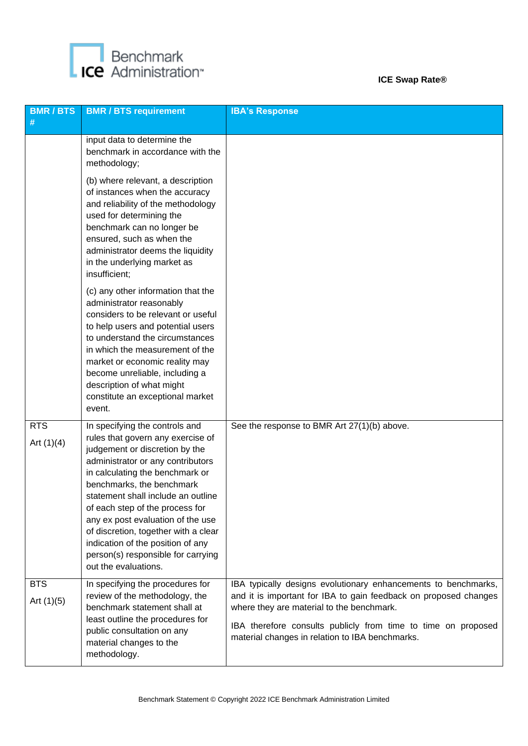| BMR / BTS # | BMR / BTS requirement | IBA's Response |
|---|---|---|
| | input data to determine the benchmark in accordance with the methodology;<br><br>(b) where relevant, a description of instances when the accuracy and reliability of the methodology used for determining the benchmark can no longer be ensured, such as when the administrator deems the liquidity in the underlying market as insufficient;<br><br>(c) any other information that the administrator reasonably considers to be relevant or useful to help users and potential users to understand the circumstances in which the measurement of the market or economic reality may become unreliable, including a description of what might constitute an exceptional market event. | |
| RTS<br><br>Art (1)(4) | In specifying the controls and rules that govern any exercise of judgement or discretion by the administrator or any contributors in calculating the benchmark or benchmarks, the benchmark statement shall include an outline of each step of the process for any ex post evaluation of the use of discretion, together with a clear indication of the position of any person(s) responsible for carrying out the evaluations. | See the response to BMR Art 27(1)(b) above. |
| BTS<br><br>Art (1)(5) | In specifying the procedures for review of the methodology, the benchmark statement shall at least outline the procedures for public consultation on any material changes to the methodology. | IBA typically designs evolutionary enhancements to benchmarks, and it is important for IBA to gain feedback on proposed changes where they are material to the benchmark.<br><br>IBA therefore consults publicly from time to time on proposed material changes in relation to IBA benchmarks. |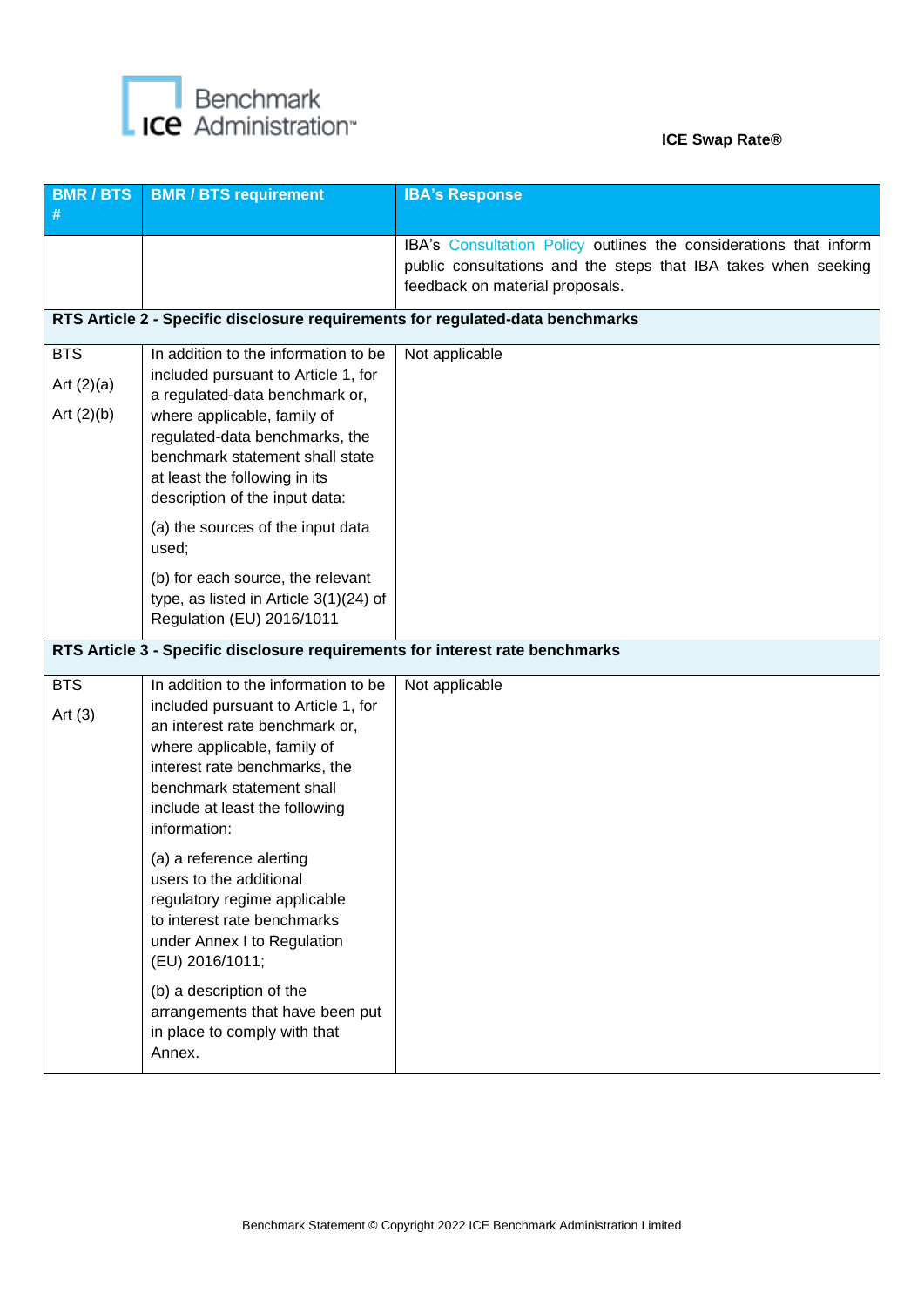ICE Swap Rate®

| BMR / BTS # | BMR / BTS requirement | IBA's Response |
|---|---|---|
| | | IBA's Consultation Policy outlines the considerations that inform public consultations and the steps that IBA takes when seeking feedback on material proposals. |
| **RTS Article 2 - Specific disclosure requirements for regulated-data benchmarks** | | |
| BTS<br>Art (2)(a)<br>Art (2)(b) | In addition to the information to be included pursuant to Article 1, for a regulated-data benchmark or, where applicable, family of regulated-data benchmarks, the benchmark statement shall state at least the following in its description of the input data:<br><br>(a) the sources of the input data used;<br><br>(b) for each source, the relevant type, as listed in Article 3(1)(24) of Regulation (EU) 2016/1011 | Not applicable |
| **RTS Article 3 - Specific disclosure requirements for interest rate benchmarks** | | |
| BTS<br>Art (3) | In addition to the information to be included pursuant to Article 1, for an interest rate benchmark or, where applicable, family of interest rate benchmarks, the benchmark statement shall include at least the following information:<br><br>(a) a reference alerting users to the additional regulatory regime applicable to interest rate benchmarks under Annex I to Regulation (EU) 2016/1011;<br><br>(b) a description of the arrangements that have been put in place to comply with that Annex. | Not applicable |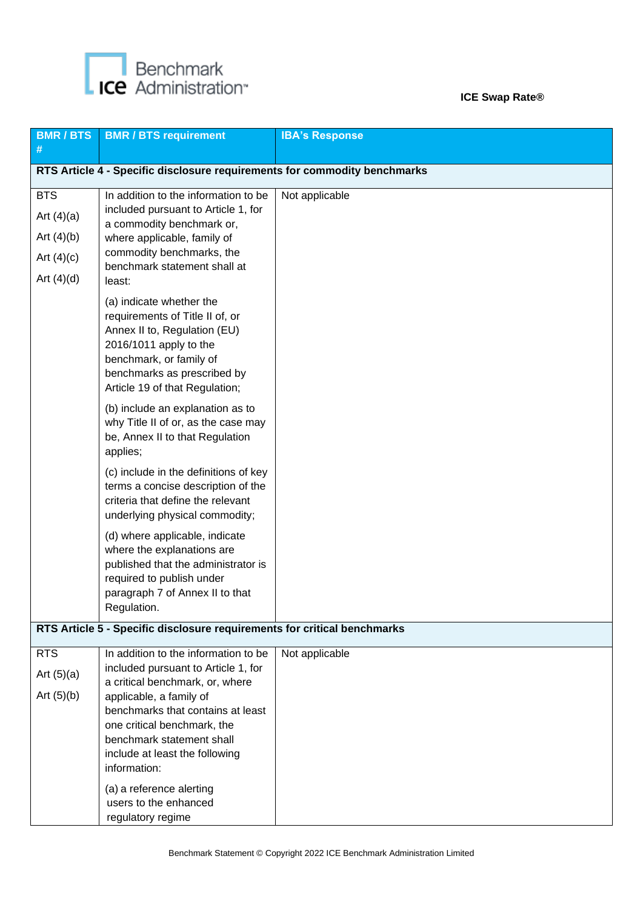ICE Swap Rate®

| BMR / BTS # | BMR / BTS requirement | IBA's Response |
| --- | --- | --- |
| **RTS Article 4 - Specific disclosure requirements for commodity benchmarks** | | |
| BTS<br>Art (4)(a)<br>Art (4)(b)<br>Art (4)(c)<br>Art (4)(d) | In addition to the information to be included pursuant to Article 1, for a commodity benchmark or, where applicable, family of commodity benchmarks, the benchmark statement shall at least:<br>(a) indicate whether the requirements of Title II of, or Annex II to, Regulation (EU) 2016/1011 apply to the benchmark, or family of benchmarks as prescribed by Article 19 of that Regulation;<br>(b) include an explanation as to why Title II of or, as the case may be, Annex II to that Regulation applies;<br>(c) include in the definitions of key terms a concise description of the criteria that define the relevant underlying physical commodity;<br>(d) where applicable, indicate where the explanations are published that the administrator is required to publish under paragraph 7 of Annex II to that Regulation. | Not applicable |
| **RTS Article 5 - Specific disclosure requirements for critical benchmarks** | | |
| RTS<br>Art (5)(a)<br>Art (5)(b) | In addition to the information to be included pursuant to Article 1, for a critical benchmark, or, where applicable, a family of benchmarks that contains at least one critical benchmark, the benchmark statement shall include at least the following information:<br>(a) a reference alerting users to the enhanced regulatory regime | Not applicable |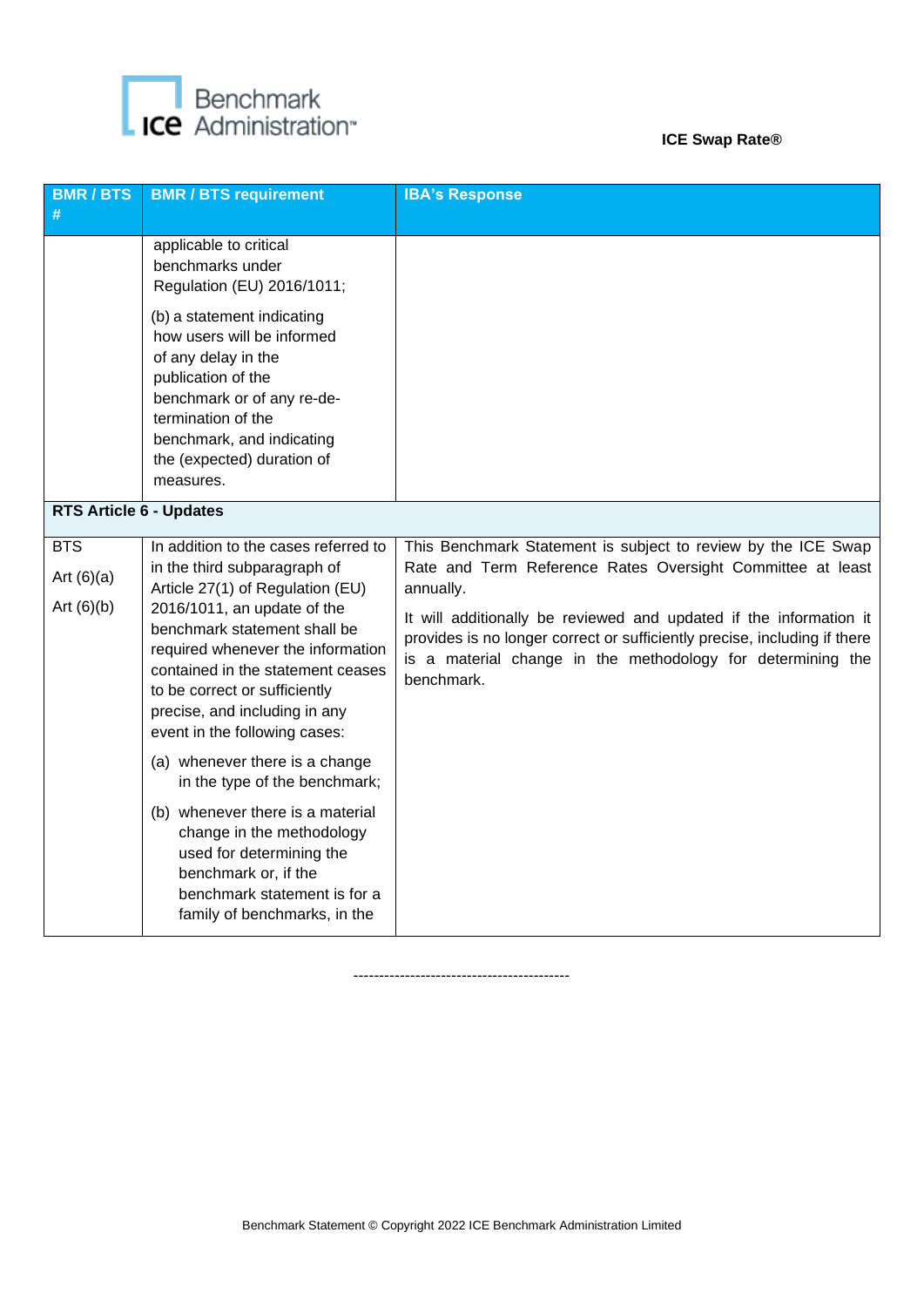| BMR / BTS # | BMR / BTS requirement | IBA's Response |
|---|---|---|
| | applicable to critical benchmarks under Regulation (EU) 2016/1011;<br><br>(b) a statement indicating how users will be informed of any delay in the publication of the benchmark or of any re-determination of the benchmark, and indicating the (expected) duration of measures. | |
| **RTS Article 6 - Updates** | | |
| BTS<br><br>Art (6)(a)<br><br>Art (6)(b) | In addition to the cases referred to in the third subparagraph of Article 27(1) of Regulation (EU) 2016/1011, an update of the benchmark statement shall be required whenever the information contained in the statement ceases to be correct or sufficiently precise, and including in any event in the following cases:<br><br>(a) whenever there is a change in the type of the benchmark;<br><br>(b) whenever there is a material change in the methodology used for determining the benchmark or, if the benchmark statement is for a family of benchmarks, in the | This Benchmark Statement is subject to review by the ICE Swap Rate and Term Reference Rates Oversight Committee at least annually.<br><br>It will additionally be reviewed and updated if the information it provides is no longer correct or sufficiently precise, including if there is a material change in the methodology for determining the benchmark. |

------------------------------------------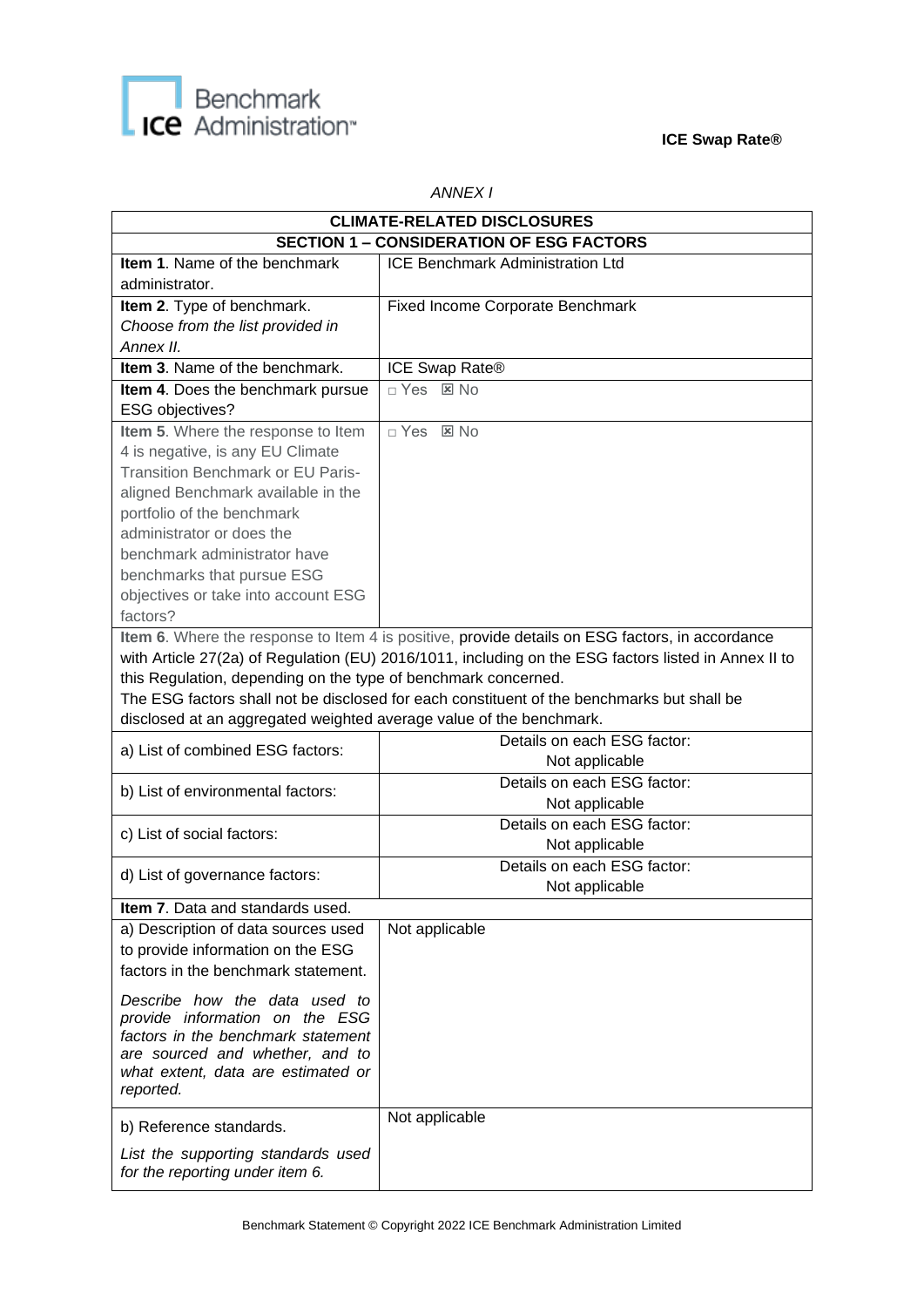*ANNEX I*

| CLIMATE-RELATED DISCLOSURES | |
|---|---|
| **SECTION 1 – CONSIDERATION OF ESG FACTORS** | |
| **Item 1**. Name of the benchmark administrator. | ICE Benchmark Administration Ltd |
| **Item 2**. Type of benchmark. *Choose from the list provided in Annex II.* | Fixed Income Corporate Benchmark |
| **Item 3**. Name of the benchmark. | ICE Swap Rate® |
| **Item 4**. Does the benchmark pursue ESG objectives? | □ Yes ☒ No |
| **Item 5**. Where the response to Item 4 is negative, is any EU Climate Transition Benchmark or EU Paris-aligned Benchmark available in the portfolio of the benchmark administrator or does the benchmark administrator have benchmarks that pursue ESG objectives or take into account ESG factors? | □ Yes ☒ No |
| **Item 6**. Where the response to Item 4 is positive, provide details on ESG factors, in accordance with Article 27(2a) of Regulation (EU) 2016/1011, including on the ESG factors listed in Annex II to this Regulation, depending on the type of benchmark concerned. The ESG factors shall not be disclosed for each constituent of the benchmarks but shall be disclosed at an aggregated weighted average value of the benchmark. | |
| a) List of combined ESG factors: | Details on each ESG factor: Not applicable |
| b) List of environmental factors: | Details on each ESG factor: Not applicable |
| c) List of social factors: | Details on each ESG factor: Not applicable |
| d) List of governance factors: | Details on each ESG factor: Not applicable |
| **Item 7**. Data and standards used. | |
| a) Description of data sources used to provide information on the ESG factors in the benchmark statement. *Describe how the data used to provide information on the ESG factors in the benchmark statement are sourced and whether, and to what extent, data are estimated or reported.* | Not applicable |
| b) Reference standards. *List the supporting standards used for the reporting under item 6.* | Not applicable |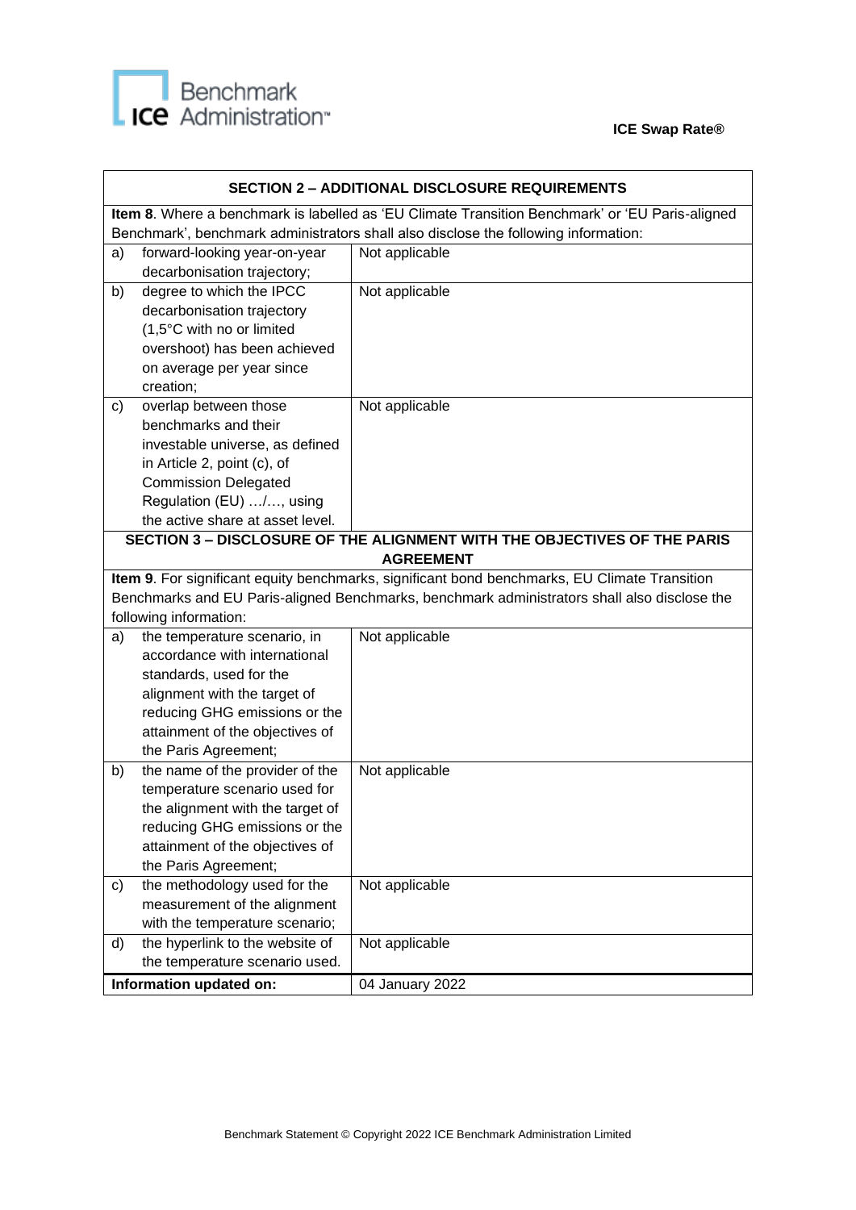| SECTION 2 – ADDITIONAL DISCLOSURE REQUIREMENTS | |
|---|---|
| **Item 8**. Where a benchmark is labelled as 'EU Climate Transition Benchmark' or 'EU Paris-aligned Benchmark', benchmark administrators shall also disclose the following information: | |
| a) forward-looking year-on-year decarbonisation trajectory; | Not applicable |
| b) degree to which the IPCC decarbonisation trajectory (1,5°C with no or limited overshoot) has been achieved on average per year since creation; | Not applicable |
| c) overlap between those benchmarks and their investable universe, as defined in Article 2, point (c), of Commission Delegated Regulation (EU) …/…, using the active share at asset level. | Not applicable |
| **SECTION 3 – DISCLOSURE OF THE ALIGNMENT WITH THE OBJECTIVES OF THE PARIS AGREEMENT** | |
| **Item 9**. For significant equity benchmarks, significant bond benchmarks, EU Climate Transition Benchmarks and EU Paris-aligned Benchmarks, benchmark administrators shall also disclose the following information: | |
| a) the temperature scenario, in accordance with international standards, used for the alignment with the target of reducing GHG emissions or the attainment of the objectives of the Paris Agreement; | Not applicable |
| b) the name of the provider of the temperature scenario used for the alignment with the target of reducing GHG emissions or the attainment of the objectives of the Paris Agreement; | Not applicable |
| c) the methodology used for the measurement of the alignment with the temperature scenario; | Not applicable |
| d) the hyperlink to the website of the temperature scenario used. | Not applicable |
| **Information updated on:** | 04 January 2022 |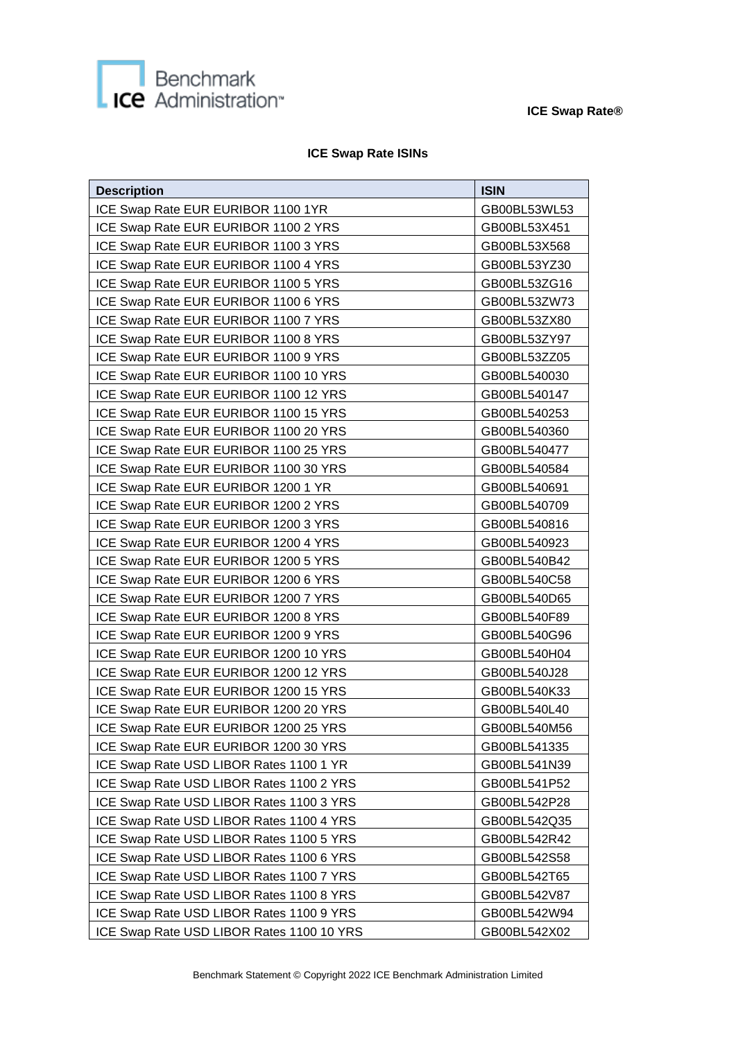## ICE Swap Rate ISINs

| Description | ISIN |
| --- | --- |
| ICE Swap Rate EUR EURIBOR 1100 1YR | GB00BL53WL53 |
| ICE Swap Rate EUR EURIBOR 1100 2 YRS | GB00BL53X451 |
| ICE Swap Rate EUR EURIBOR 1100 3 YRS | GB00BL53X568 |
| ICE Swap Rate EUR EURIBOR 1100 4 YRS | GB00BL53YZ30 |
| ICE Swap Rate EUR EURIBOR 1100 5 YRS | GB00BL53ZG16 |
| ICE Swap Rate EUR EURIBOR 1100 6 YRS | GB00BL53ZW73 |
| ICE Swap Rate EUR EURIBOR 1100 7 YRS | GB00BL53ZX80 |
| ICE Swap Rate EUR EURIBOR 1100 8 YRS | GB00BL53ZY97 |
| ICE Swap Rate EUR EURIBOR 1100 9 YRS | GB00BL53ZZ05 |
| ICE Swap Rate EUR EURIBOR 1100 10 YRS | GB00BL540030 |
| ICE Swap Rate EUR EURIBOR 1100 12 YRS | GB00BL540147 |
| ICE Swap Rate EUR EURIBOR 1100 15 YRS | GB00BL540253 |
| ICE Swap Rate EUR EURIBOR 1100 20 YRS | GB00BL540360 |
| ICE Swap Rate EUR EURIBOR 1100 25 YRS | GB00BL540477 |
| ICE Swap Rate EUR EURIBOR 1100 30 YRS | GB00BL540584 |
| ICE Swap Rate EUR EURIBOR 1200 1 YR | GB00BL540691 |
| ICE Swap Rate EUR EURIBOR 1200 2 YRS | GB00BL540709 |
| ICE Swap Rate EUR EURIBOR 1200 3 YRS | GB00BL540816 |
| ICE Swap Rate EUR EURIBOR 1200 4 YRS | GB00BL540923 |
| ICE Swap Rate EUR EURIBOR 1200 5 YRS | GB00BL540B42 |
| ICE Swap Rate EUR EURIBOR 1200 6 YRS | GB00BL540C58 |
| ICE Swap Rate EUR EURIBOR 1200 7 YRS | GB00BL540D65 |
| ICE Swap Rate EUR EURIBOR 1200 8 YRS | GB00BL540F89 |
| ICE Swap Rate EUR EURIBOR 1200 9 YRS | GB00BL540G96 |
| ICE Swap Rate EUR EURIBOR 1200 10 YRS | GB00BL540H04 |
| ICE Swap Rate EUR EURIBOR 1200 12 YRS | GB00BL540J28 |
| ICE Swap Rate EUR EURIBOR 1200 15 YRS | GB00BL540K33 |
| ICE Swap Rate EUR EURIBOR 1200 20 YRS | GB00BL540L40 |
| ICE Swap Rate EUR EURIBOR 1200 25 YRS | GB00BL540M56 |
| ICE Swap Rate EUR EURIBOR 1200 30 YRS | GB00BL541335 |
| ICE Swap Rate USD LIBOR Rates 1100 1 YR | GB00BL541N39 |
| ICE Swap Rate USD LIBOR Rates 1100 2 YRS | GB00BL541P52 |
| ICE Swap Rate USD LIBOR Rates 1100 3 YRS | GB00BL542P28 |
| ICE Swap Rate USD LIBOR Rates 1100 4 YRS | GB00BL542Q35 |
| ICE Swap Rate USD LIBOR Rates 1100 5 YRS | GB00BL542R42 |
| ICE Swap Rate USD LIBOR Rates 1100 6 YRS | GB00BL542S58 |
| ICE Swap Rate USD LIBOR Rates 1100 7 YRS | GB00BL542T65 |
| ICE Swap Rate USD LIBOR Rates 1100 8 YRS | GB00BL542V87 |
| ICE Swap Rate USD LIBOR Rates 1100 9 YRS | GB00BL542W94 |
| ICE Swap Rate USD LIBOR Rates 1100 10 YRS | GB00BL542X02 |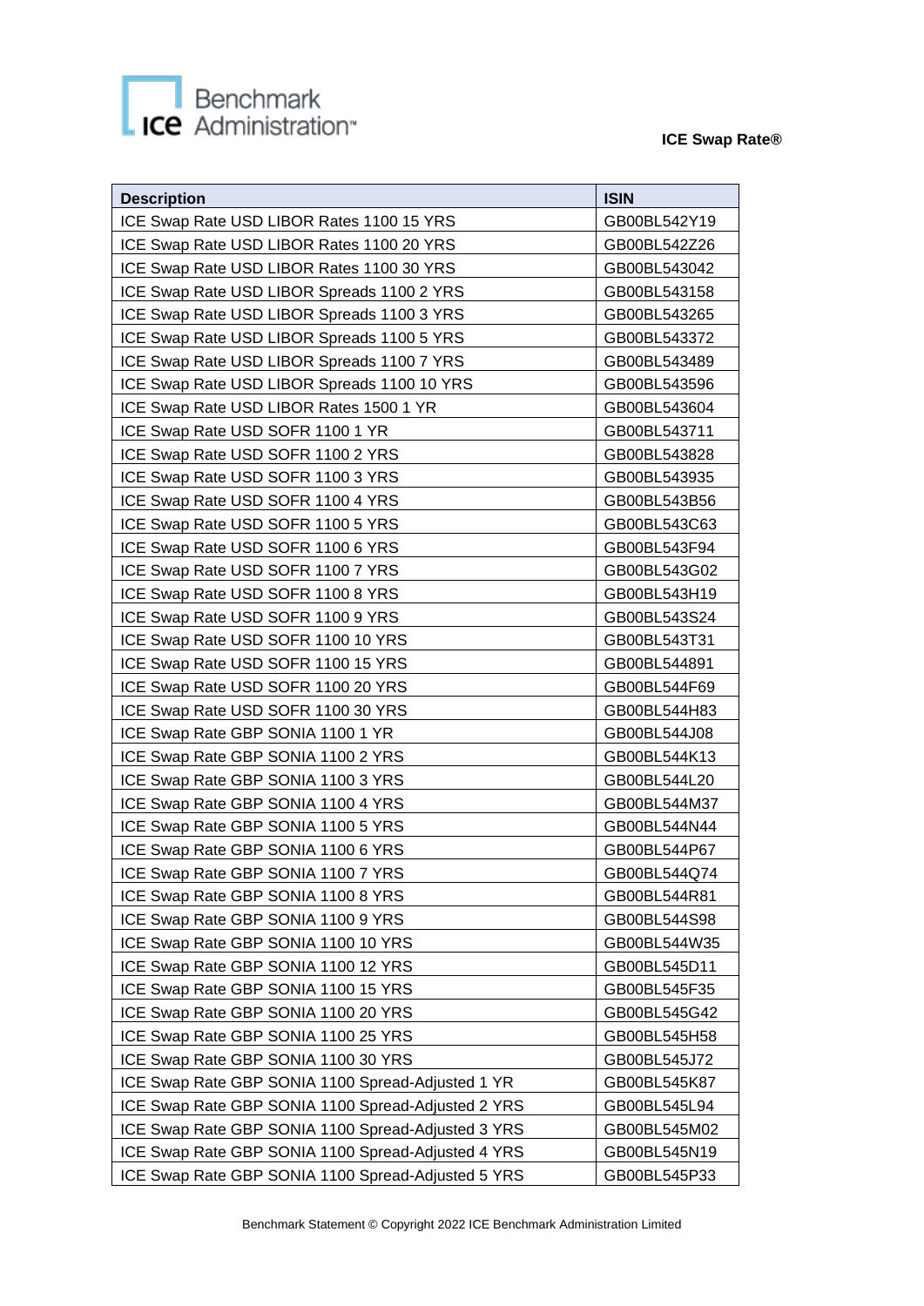**ICE Swap Rate®**

| Description | ISIN |
|---|---|
| ICE Swap Rate USD LIBOR Rates 1100 15 YRS | GB00BL542Y19 |
| ICE Swap Rate USD LIBOR Rates 1100 20 YRS | GB00BL542Z26 |
| ICE Swap Rate USD LIBOR Rates 1100 30 YRS | GB00BL543042 |
| ICE Swap Rate USD LIBOR Spreads 1100 2 YRS | GB00BL543158 |
| ICE Swap Rate USD LIBOR Spreads 1100 3 YRS | GB00BL543265 |
| ICE Swap Rate USD LIBOR Spreads 1100 5 YRS | GB00BL543372 |
| ICE Swap Rate USD LIBOR Spreads 1100 7 YRS | GB00BL543489 |
| ICE Swap Rate USD LIBOR Spreads 1100 10 YRS | GB00BL543596 |
| ICE Swap Rate USD LIBOR Rates 1500 1 YR | GB00BL543604 |
| ICE Swap Rate USD SOFR 1100 1 YR | GB00BL543711 |
| ICE Swap Rate USD SOFR 1100 2 YRS | GB00BL543828 |
| ICE Swap Rate USD SOFR 1100 3 YRS | GB00BL543935 |
| ICE Swap Rate USD SOFR 1100 4 YRS | GB00BL543B56 |
| ICE Swap Rate USD SOFR 1100 5 YRS | GB00BL543C63 |
| ICE Swap Rate USD SOFR 1100 6 YRS | GB00BL543F94 |
| ICE Swap Rate USD SOFR 1100 7 YRS | GB00BL543G02 |
| ICE Swap Rate USD SOFR 1100 8 YRS | GB00BL543H19 |
| ICE Swap Rate USD SOFR 1100 9 YRS | GB00BL543S24 |
| ICE Swap Rate USD SOFR 1100 10 YRS | GB00BL543T31 |
| ICE Swap Rate USD SOFR 1100 15 YRS | GB00BL544891 |
| ICE Swap Rate USD SOFR 1100 20 YRS | GB00BL544F69 |
| ICE Swap Rate USD SOFR 1100 30 YRS | GB00BL544H83 |
| ICE Swap Rate GBP SONIA 1100 1 YR | GB00BL544J08 |
| ICE Swap Rate GBP SONIA 1100 2 YRS | GB00BL544K13 |
| ICE Swap Rate GBP SONIA 1100 3 YRS | GB00BL544L20 |
| ICE Swap Rate GBP SONIA 1100 4 YRS | GB00BL544M37 |
| ICE Swap Rate GBP SONIA 1100 5 YRS | GB00BL544N44 |
| ICE Swap Rate GBP SONIA 1100 6 YRS | GB00BL544P67 |
| ICE Swap Rate GBP SONIA 1100 7 YRS | GB00BL544Q74 |
| ICE Swap Rate GBP SONIA 1100 8 YRS | GB00BL544R81 |
| ICE Swap Rate GBP SONIA 1100 9 YRS | GB00BL544S98 |
| ICE Swap Rate GBP SONIA 1100 10 YRS | GB00BL544W35 |
| ICE Swap Rate GBP SONIA 1100 12 YRS | GB00BL545D11 |
| ICE Swap Rate GBP SONIA 1100 15 YRS | GB00BL545F35 |
| ICE Swap Rate GBP SONIA 1100 20 YRS | GB00BL545G42 |
| ICE Swap Rate GBP SONIA 1100 25 YRS | GB00BL545H58 |
| ICE Swap Rate GBP SONIA 1100 30 YRS | GB00BL545J72 |
| ICE Swap Rate GBP SONIA 1100 Spread-Adjusted 1 YR | GB00BL545K87 |
| ICE Swap Rate GBP SONIA 1100 Spread-Adjusted 2 YRS | GB00BL545L94 |
| ICE Swap Rate GBP SONIA 1100 Spread-Adjusted 3 YRS | GB00BL545M02 |
| ICE Swap Rate GBP SONIA 1100 Spread-Adjusted 4 YRS | GB00BL545N19 |
| ICE Swap Rate GBP SONIA 1100 Spread-Adjusted 5 YRS | GB00BL545P33 |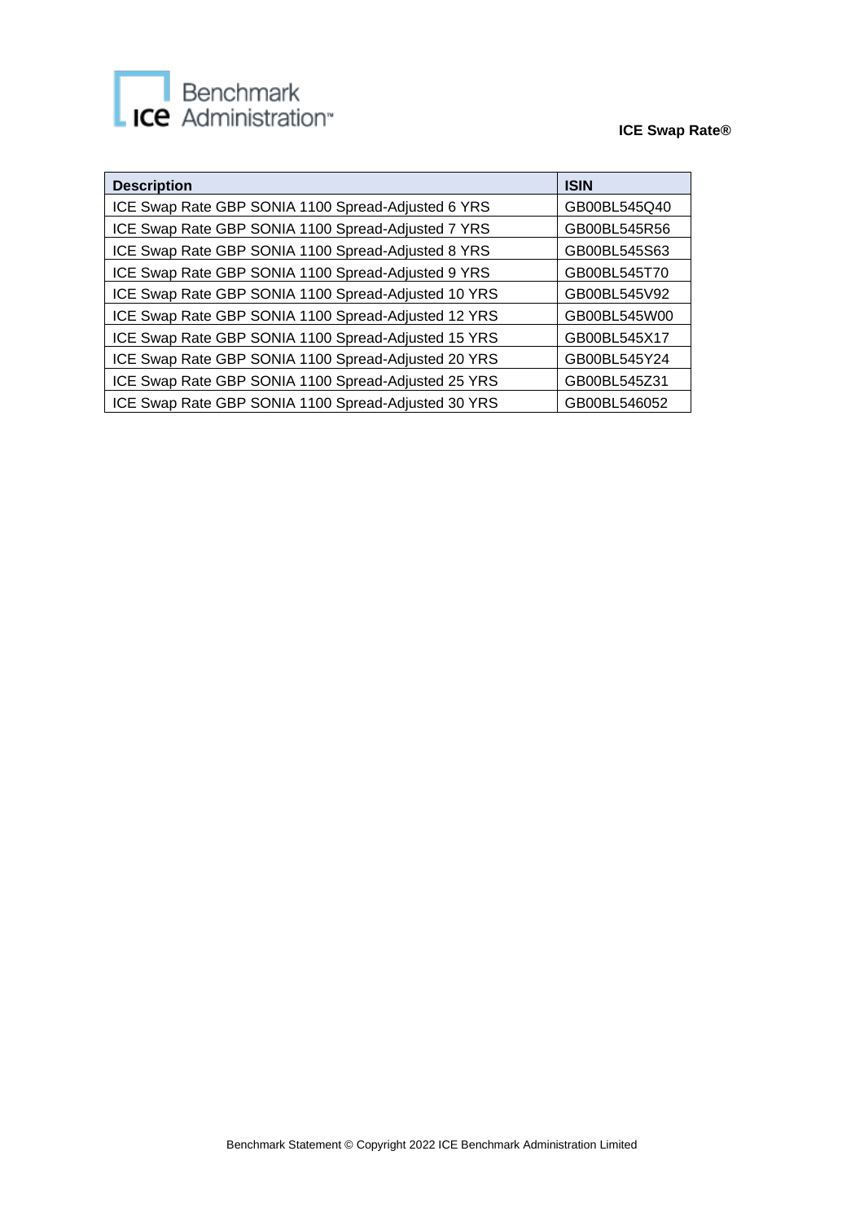| Description | ISIN |
|---|---|
| ICE Swap Rate GBP SONIA 1100 Spread-Adjusted 6 YRS | GB00BL545Q40 |
| ICE Swap Rate GBP SONIA 1100 Spread-Adjusted 7 YRS | GB00BL545R56 |
| ICE Swap Rate GBP SONIA 1100 Spread-Adjusted 8 YRS | GB00BL545S63 |
| ICE Swap Rate GBP SONIA 1100 Spread-Adjusted 9 YRS | GB00BL545T70 |
| ICE Swap Rate GBP SONIA 1100 Spread-Adjusted 10 YRS | GB00BL545V92 |
| ICE Swap Rate GBP SONIA 1100 Spread-Adjusted 12 YRS | GB00BL545W00 |
| ICE Swap Rate GBP SONIA 1100 Spread-Adjusted 15 YRS | GB00BL545X17 |
| ICE Swap Rate GBP SONIA 1100 Spread-Adjusted 20 YRS | GB00BL545Y24 |
| ICE Swap Rate GBP SONIA 1100 Spread-Adjusted 25 YRS | GB00BL545Z31 |
| ICE Swap Rate GBP SONIA 1100 Spread-Adjusted 30 YRS | GB00BL546052 |